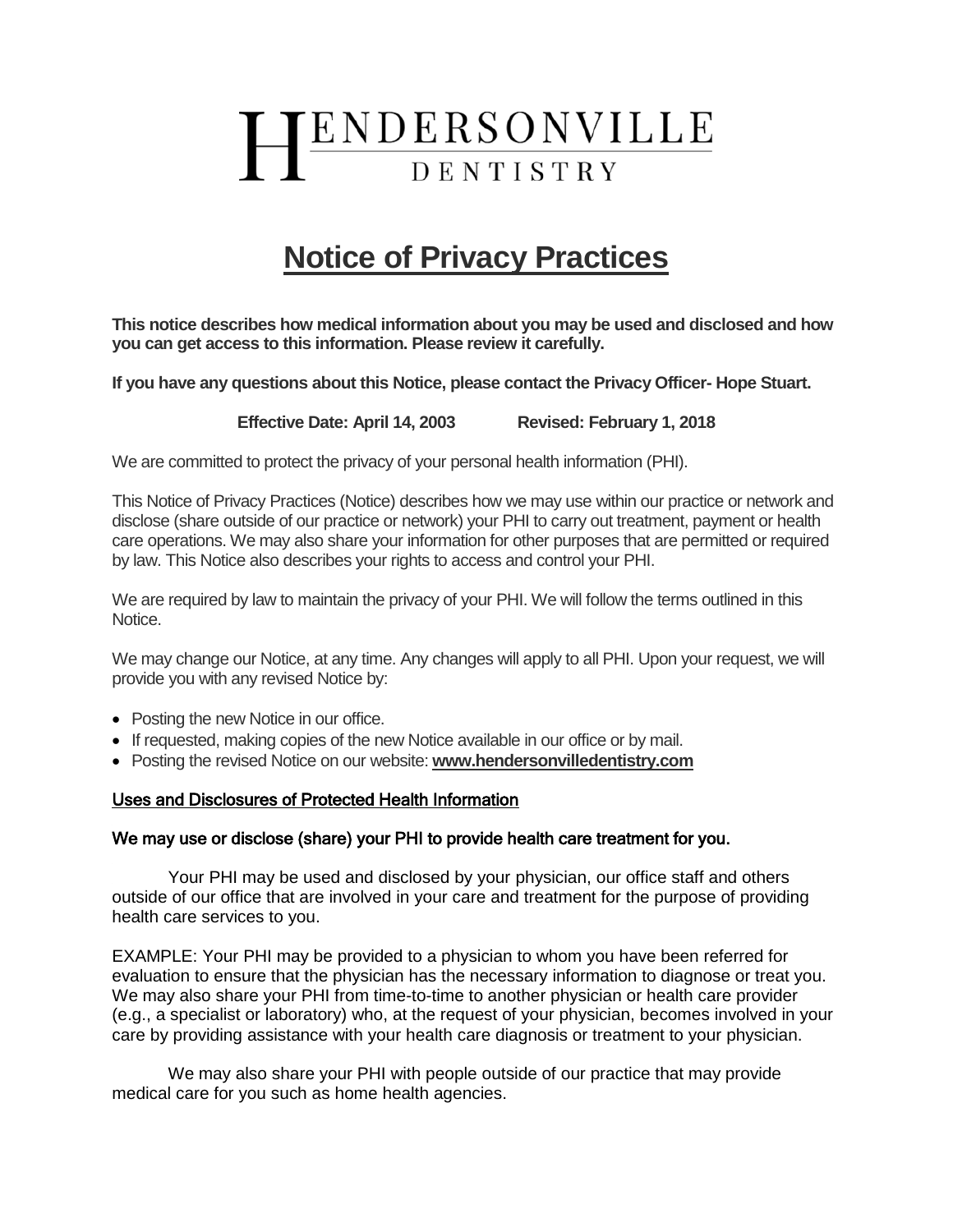# HENDERSONVILLE DENTISTRY

# Notice of Privacy Practices

**This notice describes how medical information about you may be used and disclosed and how you can get access to this information. Please review it carefully.**

**If you have any questions about this Notice, please contact the Privacy Officer- Hope Stuart.**

**Effective Date: April 14, 2003 Revised: February 1, 2018**

We are committed to protect the privacy of your personal health information (PHI).

This Notice of Privacy Practices (Notice) describes how we may use within our practice or network and disclose (share outside of our practice or network) your PHI to carry out treatment, payment or health care operations. We may also share your information for other purposes that are permitted or required by law. This Notice also describes your rights to access and control your PHI.

We are required by law to maintain the privacy of your PHI. We will follow the terms outlined in this Notice.

We may change our Notice, at any time. Any changes will apply to all PHI. Upon your request, we will provide you with any revised Notice by:

- Posting the new Notice in our office.
- If requested, making copies of the new Notice available in our office or by mail.
- Posting the revised Notice on our website: **www.hendersonvilledentistry.com**

## Uses and Disclosures of Protected Health Information

### We may use or disclose (share) your PHI to provide health care treatment for you.

Your PHI may be used and disclosed by your physician, our office staff and others outside of our office that are involved in your care and treatment for the purpose of providing health care services to you.

EXAMPLE: Your PHI may be provided to a physician to whom you have been referred for evaluation to ensure that the physician has the necessary information to diagnose or treat you. We may also share your PHI from time-to-time to another physician or health care provider (e.g., a specialist or laboratory) who, at the request of your physician, becomes involved in your care by providing assistance with your health care diagnosis or treatment to your physician.

We may also share your PHI with people outside of our practice that may provide medical care for you such as home health agencies.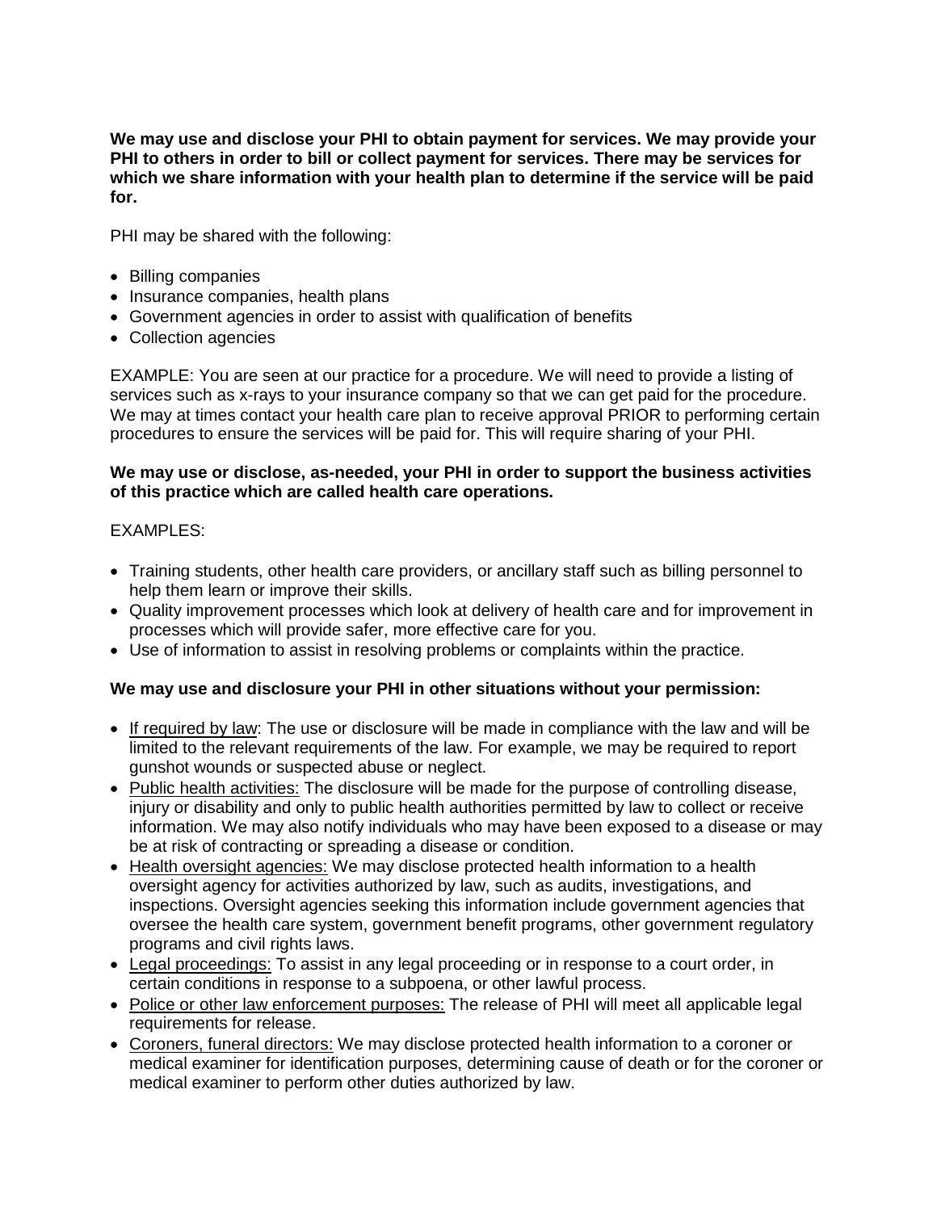**We may use and disclose your PHI to obtain payment for services. We may provide your PHI to others in order to bill or collect payment for services. There may be services for which we share information with your health plan to determine if the service will be paid for.**

PHI may be shared with the following:

- Billing companies
- Insurance companies, health plans
- Government agencies in order to assist with qualification of benefits
- Collection agencies

EXAMPLE: You are seen at our practice for a procedure. We will need to provide a listing of services such as x-rays to your insurance company so that we can get paid for the procedure. We may at times contact your health care plan to receive approval PRIOR to performing certain procedures to ensure the services will be paid for. This will require sharing of your PHI.

**We may use or disclose, as-needed, your PHI in order to support the business activities of this practice which are called health care operations.**

EXAMPLES:

- Training students, other health care providers, or ancillary staff such as billing personnel to help them learn or improve their skills.
- Quality improvement processes which look at delivery of health care and for improvement in processes which will provide safer, more effective care for you.
- Use of information to assist in resolving problems or complaints within the practice.

**We may use and disclosure your PHI in other situations without your permission:**

- <u>If required by law</u>: The use or disclosure will be made in compliance with the law and will be limited to the relevant requirements of the law. For example, we may be required to report gunshot wounds or suspected abuse or neglect.
- <u>Public health activities:</u> The disclosure will be made for the purpose of controlling disease, injury or disability and only to public health authorities permitted by law to collect or receive information. We may also notify individuals who may have been exposed to a disease or may be at risk of contracting or spreading a disease or condition.
- <u>Health oversight agencies:</u> We may disclose protected health information to a health oversight agency for activities authorized by law, such as audits, investigations, and inspections. Oversight agencies seeking this information include government agencies that oversee the health care system, government benefit programs, other government regulatory programs and civil rights laws.
- <u>Legal proceedings:</u> To assist in any legal proceeding or in response to a court order, in certain conditions in response to a subpoena, or other lawful process.
- <u>Police or other law enforcement purposes:</u> The release of PHI will meet all applicable legal requirements for release.
- <u>Coroners, funeral directors:</u> We may disclose protected health information to a coroner or medical examiner for identification purposes, determining cause of death or for the coroner or medical examiner to perform other duties authorized by law.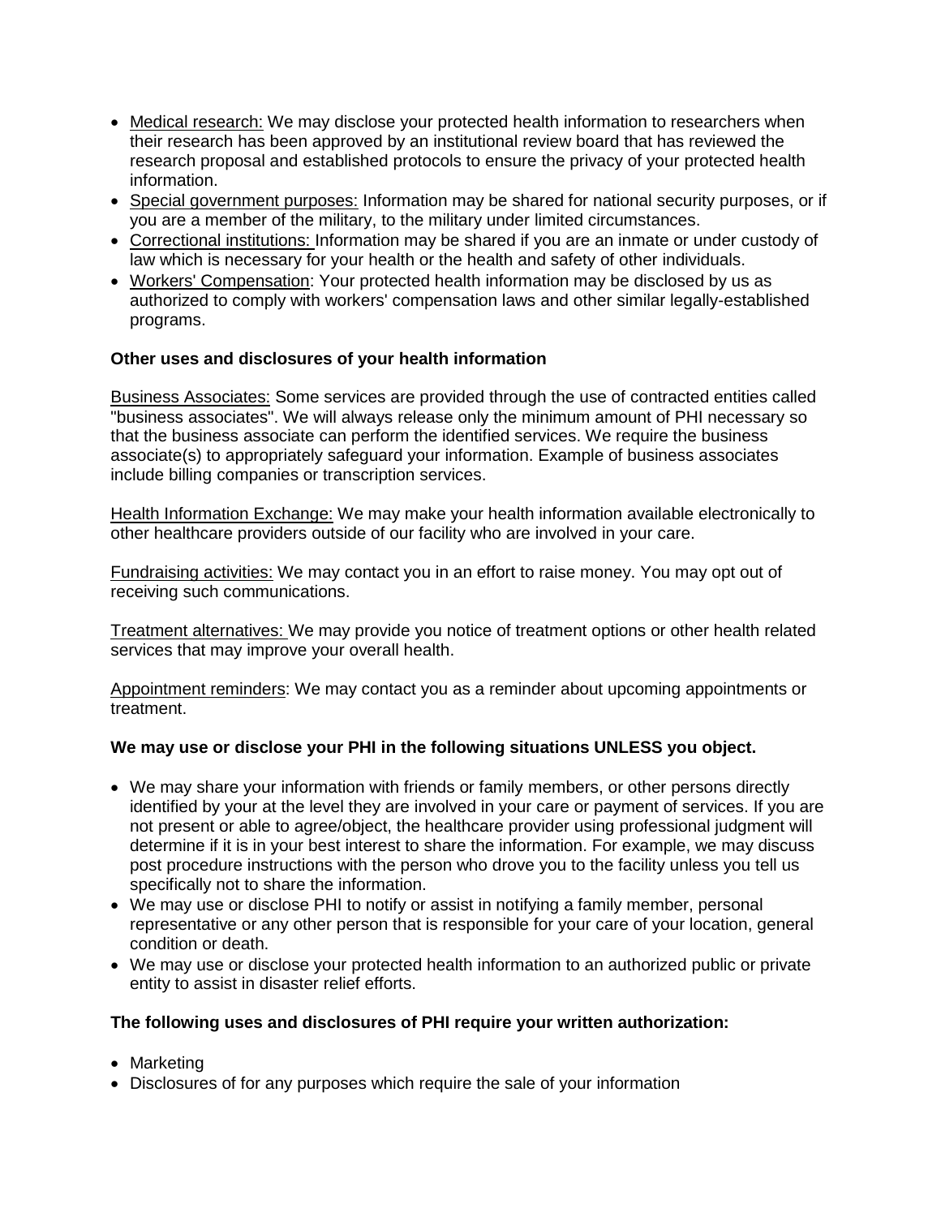- Medical research: We may disclose your protected health information to researchers when their research has been approved by an institutional review board that has reviewed the research proposal and established protocols to ensure the privacy of your protected health information.
- Special government purposes: Information may be shared for national security purposes, or if you are a member of the military, to the military under limited circumstances.
- Correctional institutions: Information may be shared if you are an inmate or under custody of law which is necessary for your health or the health and safety of other individuals.
- Workers' Compensation: Your protected health information may be disclosed by us as authorized to comply with workers' compensation laws and other similar legally-established programs.

**Other uses and disclosures of your health information**

Business Associates: Some services are provided through the use of contracted entities called "business associates". We will always release only the minimum amount of PHI necessary so that the business associate can perform the identified services. We require the business associate(s) to appropriately safeguard your information. Example of business associates include billing companies or transcription services.

Health Information Exchange: We may make your health information available electronically to other healthcare providers outside of our facility who are involved in your care.

Fundraising activities: We may contact you in an effort to raise money. You may opt out of receiving such communications.

Treatment alternatives: We may provide you notice of treatment options or other health related services that may improve your overall health.

Appointment reminders: We may contact you as a reminder about upcoming appointments or treatment.

**We may use or disclose your PHI in the following situations UNLESS you object.**

- We may share your information with friends or family members, or other persons directly identified by your at the level they are involved in your care or payment of services. If you are not present or able to agree/object, the healthcare provider using professional judgment will determine if it is in your best interest to share the information. For example, we may discuss post procedure instructions with the person who drove you to the facility unless you tell us specifically not to share the information.
- We may use or disclose PHI to notify or assist in notifying a family member, personal representative or any other person that is responsible for your care of your location, general condition or death.
- We may use or disclose your protected health information to an authorized public or private entity to assist in disaster relief efforts.

**The following uses and disclosures of PHI require your written authorization:**

- Marketing
- Disclosures of for any purposes which require the sale of your information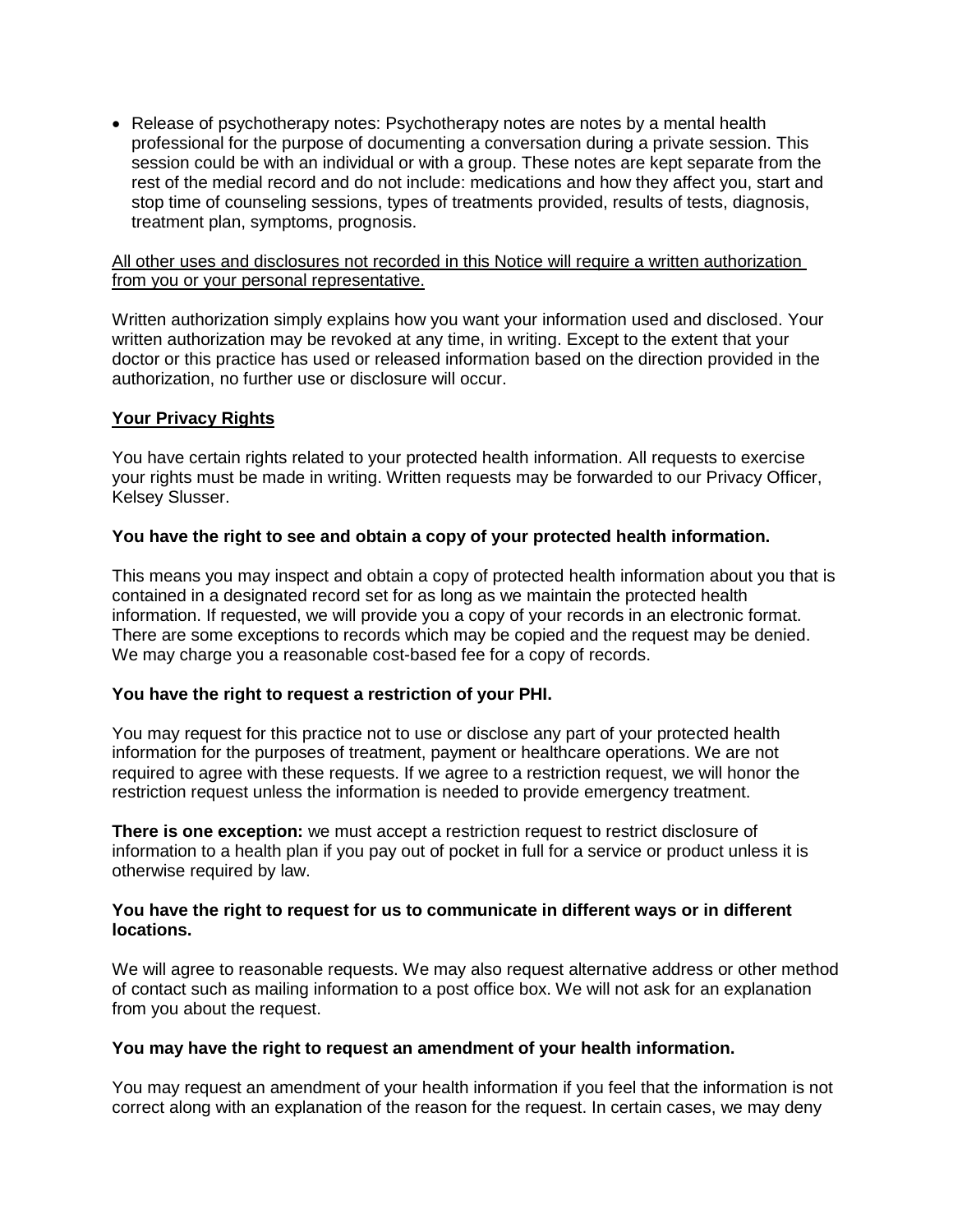- Release of psychotherapy notes: Psychotherapy notes are notes by a mental health professional for the purpose of documenting a conversation during a private session. This session could be with an individual or with a group. These notes are kept separate from the rest of the medial record and do not include: medications and how they affect you, start and stop time of counseling sessions, types of treatments provided, results of tests, diagnosis, treatment plan, symptoms, prognosis.

<u>All other uses and disclosures not recorded in this Notice will require a written authorization from you or your personal representative.</u>

Written authorization simply explains how you want your information used and disclosed. Your written authorization may be revoked at any time, in writing. Except to the extent that your doctor or this practice has used or released information based on the direction provided in the authorization, no further use or disclosure will occur.

## <u>Your Privacy Rights</u>

You have certain rights related to your protected health information. All requests to exercise your rights must be made in writing. Written requests may be forwarded to our Privacy Officer, Kelsey Slusser.

### You have the right to see and obtain a copy of your protected health information.

This means you may inspect and obtain a copy of protected health information about you that is contained in a designated record set for as long as we maintain the protected health information. If requested, we will provide you a copy of your records in an electronic format. There are some exceptions to records which may be copied and the request may be denied. We may charge you a reasonable cost-based fee for a copy of records.

### You have the right to request a restriction of your PHI.

You may request for this practice not to use or disclose any part of your protected health information for the purposes of treatment, payment or healthcare operations. We are not required to agree with these requests. If we agree to a restriction request, we will honor the restriction request unless the information is needed to provide emergency treatment.

**There is one exception:** we must accept a restriction request to restrict disclosure of information to a health plan if you pay out of pocket in full for a service or product unless it is otherwise required by law.

### You have the right to request for us to communicate in different ways or in different locations.

We will agree to reasonable requests. We may also request alternative address or other method of contact such as mailing information to a post office box. We will not ask for an explanation from you about the request.

### You may have the right to request an amendment of your health information.

You may request an amendment of your health information if you feel that the information is not correct along with an explanation of the reason for the request. In certain cases, we may deny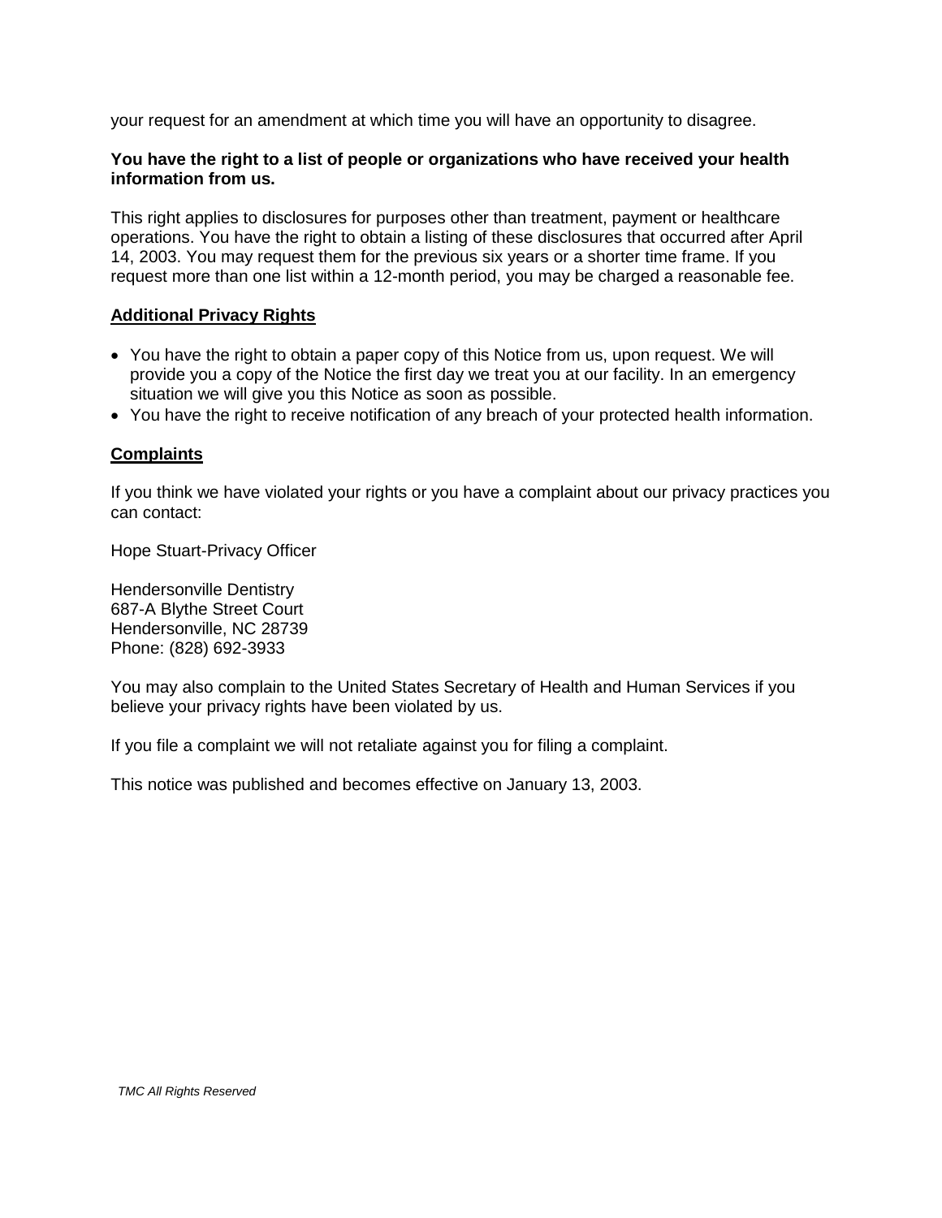your request for an amendment at which time you will have an opportunity to disagree.

**You have the right to a list of people or organizations who have received your health information from us.**

This right applies to disclosures for purposes other than treatment, payment or healthcare operations. You have the right to obtain a listing of these disclosures that occurred after April 14, 2003. You may request them for the previous six years or a shorter time frame. If you request more than one list within a 12-month period, you may be charged a reasonable fee.

## Additional Privacy Rights

- You have the right to obtain a paper copy of this Notice from us, upon request. We will provide you a copy of the Notice the first day we treat you at our facility. In an emergency situation we will give you this Notice as soon as possible.
- You have the right to receive notification of any breach of your protected health information.

## Complaints

If you think we have violated your rights or you have a complaint about our privacy practices you can contact:

Hope Stuart-Privacy Officer

Hendersonville Dentistry
687-A Blythe Street Court
Hendersonville, NC 28739
Phone: (828) 692-3933

You may also complain to the United States Secretary of Health and Human Services if you believe your privacy rights have been violated by us.

If you file a complaint we will not retaliate against you for filing a complaint.

This notice was published and becomes effective on January 13, 2003.

*TMC All Rights Reserved*